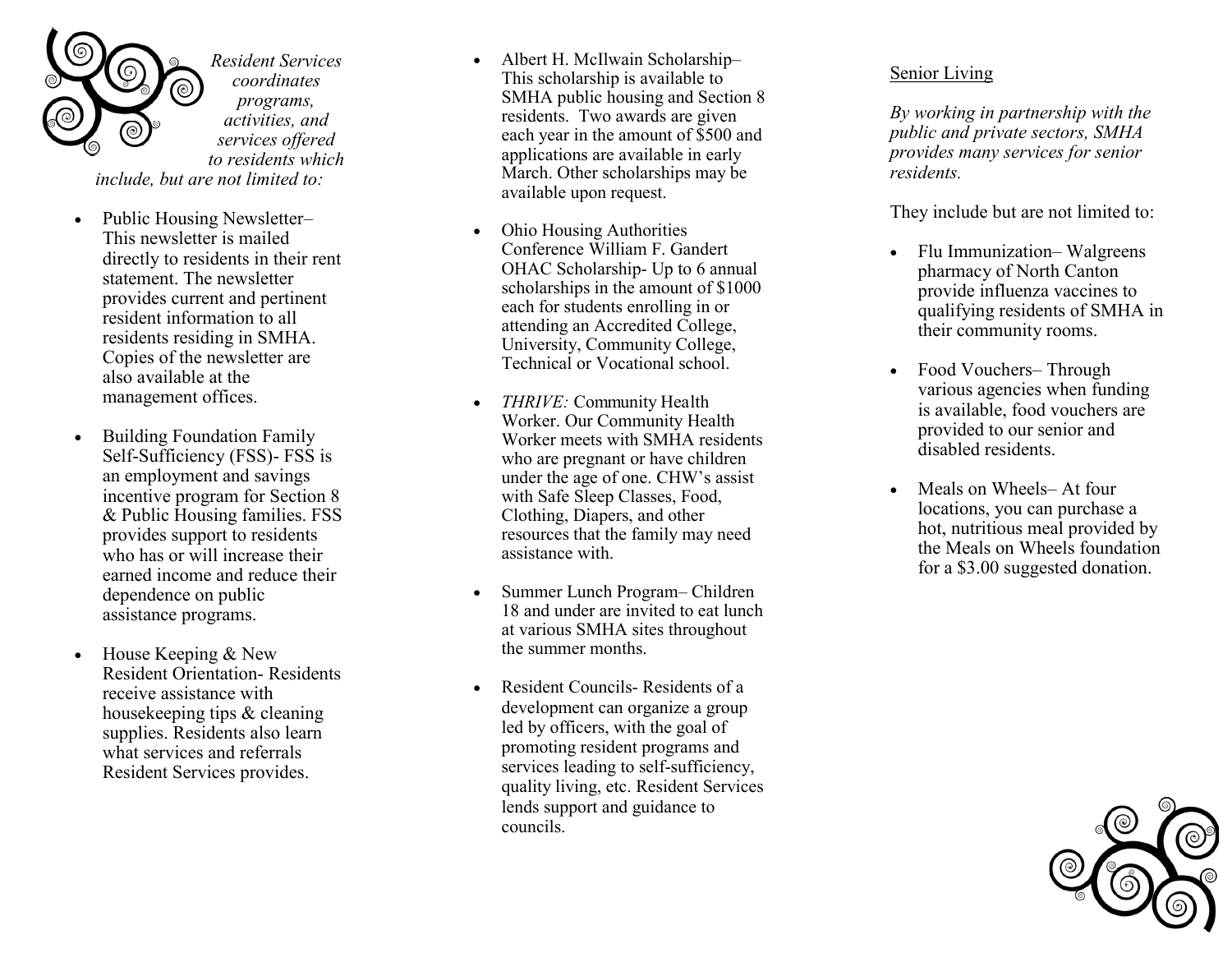*Resident Services coordinates programs, activities, and services offered to residents which include, but are not limited to:*

- Public Housing Newsletter– This newsletter is mailed directly to residents in their rent statement. The newsletter provides current and pertinent resident information to all residents residing in SMHA. Copies of the newsletter are also available at the management offices.

- Building Foundation Family Self-Sufficiency (FSS)- FSS is an employment and savings incentive program for Section 8 & Public Housing families. FSS provides support to residents who has or will increase their earned income and reduce their dependence on public assistance programs.

- House Keeping & New Resident Orientation- Residents receive assistance with housekeeping tips & cleaning supplies. Residents also learn what services and referrals Resident Services provides.

- Albert H. McIlwain Scholarship– This scholarship is available to SMHA public housing and Section 8 residents. Two awards are given each year in the amount of $500 and applications are available in early March. Other scholarships may be available upon request.

- Ohio Housing Authorities Conference William F. Gandert OHAC Scholarship- Up to 6 annual scholarships in the amount of $1000 each for students enrolling in or attending an Accredited College, University, Community College, Technical or Vocational school.

- *THRIVE:* Community Health Worker. Our Community Health Worker meets with SMHA residents who are pregnant or have children under the age of one. CHW's assist with Safe Sleep Classes, Food, Clothing, Diapers, and other resources that the family may need assistance with.

- Summer Lunch Program– Children 18 and under are invited to eat lunch at various SMHA sites throughout the summer months.

- Resident Councils- Residents of a development can organize a group led by officers, with the goal of promoting resident programs and services leading to self-sufficiency, quality living, etc. Resident Services lends support and guidance to councils.

Senior Living

*By working in partnership with the public and private sectors, SMHA provides many services for senior residents.*

They include but are not limited to:

- Flu Immunization– Walgreens pharmacy of North Canton provide influenza vaccines to qualifying residents of SMHA in their community rooms.

- Food Vouchers– Through various agencies when funding is available, food vouchers are provided to our senior and disabled residents.

- Meals on Wheels– At four locations, you can purchase a hot, nutritious meal provided by the Meals on Wheels foundation for a $3.00 suggested donation.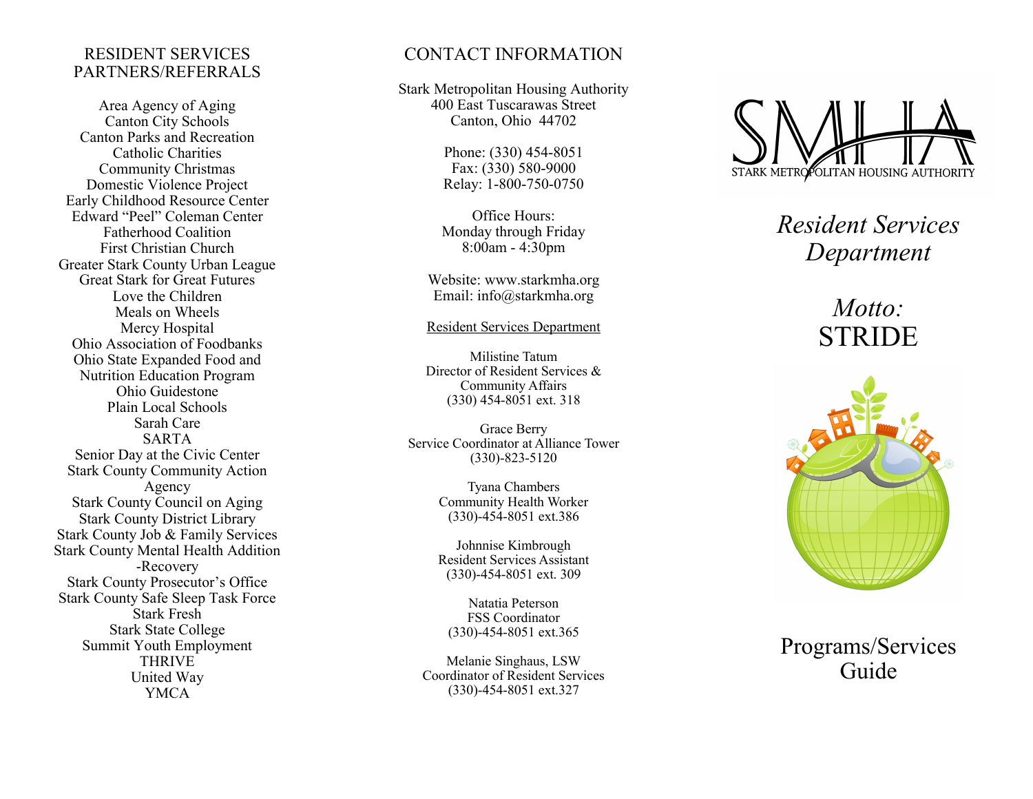## RESIDENT SERVICES PARTNERS/REFERRALS

Area Agency of Aging
Canton City Schools
Canton Parks and Recreation
Catholic Charities
Community Christmas
Domestic Violence Project
Early Childhood Resource Center
Edward "Peel" Coleman Center
Fatherhood Coalition
First Christian Church
Greater Stark County Urban League
Great Stark for Great Futures
Love the Children
Meals on Wheels
Mercy Hospital
Ohio Association of Foodbanks
Ohio State Expanded Food and Nutrition Education Program
Ohio Guidestone
Plain Local Schools
Sarah Care
SARTA
Senior Day at the Civic Center
Stark County Community Action Agency
Stark County Council on Aging
Stark County District Library
Stark County Job & Family Services
Stark County Mental Health Addition -Recovery
Stark County Prosecutor's Office
Stark County Safe Sleep Task Force
Stark Fresh
Stark State College
Summit Youth Employment
THRIVE
United Way
YMCA

## CONTACT INFORMATION

Stark Metropolitan Housing Authority
400 East Tuscarawas Street
Canton, Ohio 44702

Phone: (330) 454-8051
Fax: (330) 580-9000
Relay: 1-800-750-0750

Office Hours:
Monday through Friday
8:00am - 4:30pm

Website: www.starkmha.org
Email: info@starkmha.org

Resident Services Department

Milistine Tatum
Director of Resident Services & Community Affairs
(330) 454-8051 ext. 318

Grace Berry
Service Coordinator at Alliance Tower
(330)-823-5120

Tyana Chambers
Community Health Worker
(330)-454-8051 ext.386

Johnnise Kimbrough
Resident Services Assistant
(330)-454-8051 ext. 309

Natatia Peterson
FSS Coordinator
(330)-454-8051 ext.365

Melanie Singhaus, LSW
Coordinator of Resident Services
(330)-454-8051 ext.327

SMHA
STARK METROPOLITAN HOUSING AUTHORITY

# *Resident Services Department*

## *Motto:* STRIDE

## Programs/Services Guide